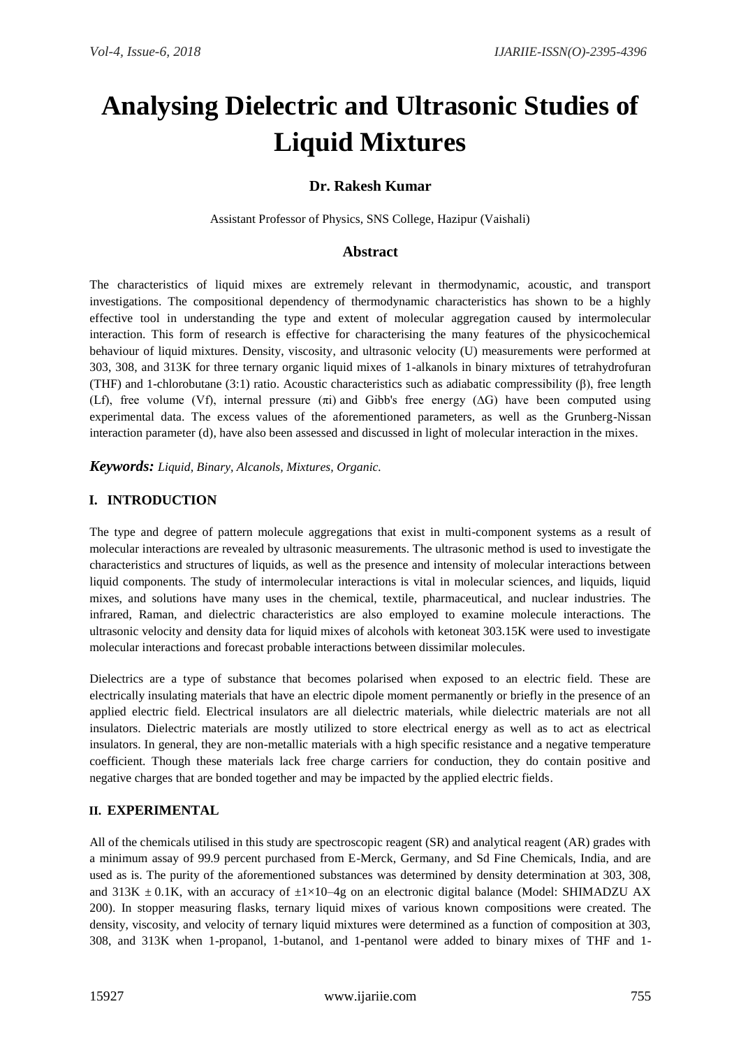# Analysing Dielectric and Ultrasonic Studies of Liquid Mixtures

**Dr. Rakesh Kumar**

Assistant Professor of Physics, SNS College, Hazipur (Vaishali)

## Abstract

The characteristics of liquid mixes are extremely relevant in thermodynamic, acoustic, and transport investigations. The compositional dependency of thermodynamic characteristics has shown to be a highly effective tool in understanding the type and extent of molecular aggregation caused by intermolecular interaction. This form of research is effective for characterising the many features of the physicochemical behaviour of liquid mixtures. Density, viscosity, and ultrasonic velocity (U) measurements were performed at 303, 308, and 313K for three ternary organic liquid mixes of 1-alkanols in binary mixtures of tetrahydrofuran (THF) and 1-chlorobutane (3:1) ratio. Acoustic characteristics such as adiabatic compressibility (β), free length (Lf), free volume (Vf), internal pressure ($\pi$i) and Gibb's free energy (ΔG) have been computed using experimental data. The excess values of the aforementioned parameters, as well as the Grunberg-Nissan interaction parameter (d), have also been assessed and discussed in light of molecular interaction in the mixes.

***Keywords:*** *Liquid, Binary, Alcanols, Mixtures, Organic.*

## I. INTRODUCTION

The type and degree of pattern molecule aggregations that exist in multi-component systems as a result of molecular interactions are revealed by ultrasonic measurements. The ultrasonic method is used to investigate the characteristics and structures of liquids, as well as the presence and intensity of molecular interactions between liquid components. The study of intermolecular interactions is vital in molecular sciences, and liquids, liquid mixes, and solutions have many uses in the chemical, textile, pharmaceutical, and nuclear industries. The infrared, Raman, and dielectric characteristics are also employed to examine molecule interactions. The ultrasonic velocity and density data for liquid mixes of alcohols with ketoneat 303.15K were used to investigate molecular interactions and forecast probable interactions between dissimilar molecules.

Dielectrics are a type of substance that becomes polarised when exposed to an electric field. These are electrically insulating materials that have an electric dipole moment permanently or briefly in the presence of an applied electric field. Electrical insulators are all dielectric materials, while dielectric materials are not all insulators. Dielectric materials are mostly utilized to store electrical energy as well as to act as electrical insulators. In general, they are non-metallic materials with a high specific resistance and a negative temperature coefficient. Though these materials lack free charge carriers for conduction, they do contain positive and negative charges that are bonded together and may be impacted by the applied electric fields.

## II. EXPERIMENTAL

All of the chemicals utilised in this study are spectroscopic reagent (SR) and analytical reagent (AR) grades with a minimum assay of 99.9 percent purchased from E-Merck, Germany, and Sd Fine Chemicals, India, and are used as is. The purity of the aforementioned substances was determined by density determination at 303, 308, and 313K ± 0.1K, with an accuracy of $\pm1\times10^{-4}$g on an electronic digital balance (Model: SHIMADZU AX 200). In stopper measuring flasks, ternary liquid mixes of various known compositions were created. The density, viscosity, and velocity of ternary liquid mixtures were determined as a function of composition at 303, 308, and 313K when 1-propanol, 1-butanol, and 1-pentanol were added to binary mixes of THF and 1-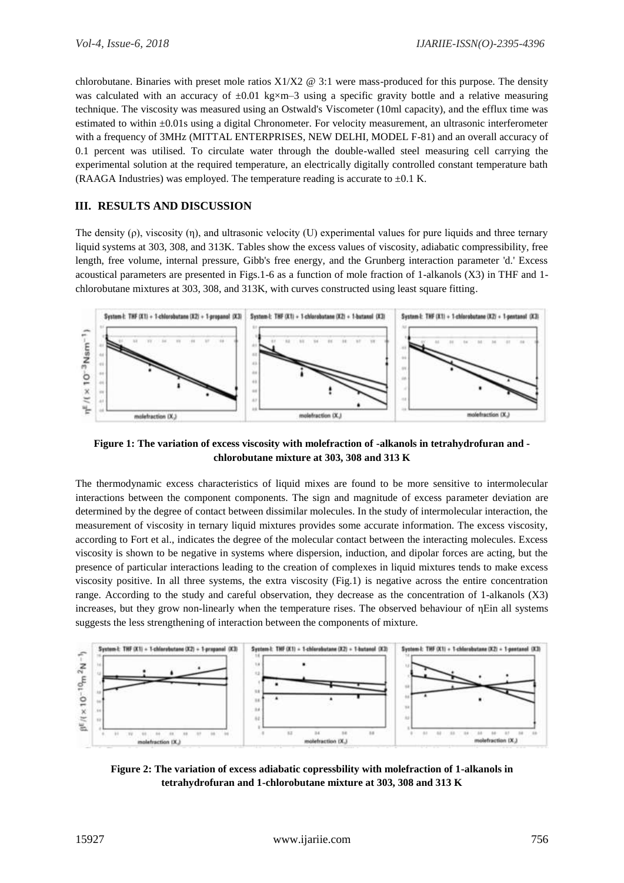chlorobutane. Binaries with preset mole ratios X1/X2 @ 3:1 were mass-produced for this purpose. The density was calculated with an accuracy of ±0.01 kg×m–3 using a specific gravity bottle and a relative measuring technique. The viscosity was measured using an Ostwald's Viscometer (10ml capacity), and the efflux time was estimated to within ±0.01s using a digital Chronometer. For velocity measurement, an ultrasonic interferometer with a frequency of 3MHz (MITTAL ENTERPRISES, NEW DELHI, MODEL F-81) and an overall accuracy of 0.1 percent was utilised. To circulate water through the double-walled steel measuring cell carrying the experimental solution at the required temperature, an electrically digitally controlled constant temperature bath (RAAGA Industries) was employed. The temperature reading is accurate to ±0.1 K.

## III. RESULTS AND DISCUSSION

The density (ρ), viscosity (η), and ultrasonic velocity (U) experimental values for pure liquids and three ternary liquid systems at 303, 308, and 313K. Tables show the excess values of viscosity, adiabatic compressibility, free length, free volume, internal pressure, Gibb's free energy, and the Grunberg interaction parameter 'd.' Excess acoustical parameters are presented in Figs.1-6 as a function of mole fraction of 1-alkanols (X3) in THF and 1-chlorobutane mixtures at 303, 308, and 313K, with curves constructed using least square fitting.

**Figure 1: The variation of excess viscosity with molefraction of -alkanols in tetrahydrofuran and -chlorobutane mixture at 303, 308 and 313 K**

The thermodynamic excess characteristics of liquid mixes are found to be more sensitive to intermolecular interactions between the component components. The sign and magnitude of excess parameter deviation are determined by the degree of contact between dissimilar molecules. In the study of intermolecular interaction, the measurement of viscosity in ternary liquid mixtures provides some accurate information. The excess viscosity, according to Fort et al., indicates the degree of the molecular contact between the interacting molecules. Excess viscosity is shown to be negative in systems where dispersion, induction, and dipolar forces are acting, but the presence of particular interactions leading to the creation of complexes in liquid mixtures tends to make excess viscosity positive. In all three systems, the extra viscosity (Fig.1) is negative across the entire concentration range. According to the study and careful observation, they decrease as the concentration of 1-alkanols (X3) increases, but they grow non-linearly when the temperature rises. The observed behaviour of $\eta^E$in all systems suggests the less strengthening of interaction between the components of mixture.

**Figure 2: The variation of excess adiabatic copressbility with molefraction of 1-alkanols in tetrahydrofuran and 1-chlorobutane mixture at 303, 308 and 313 K**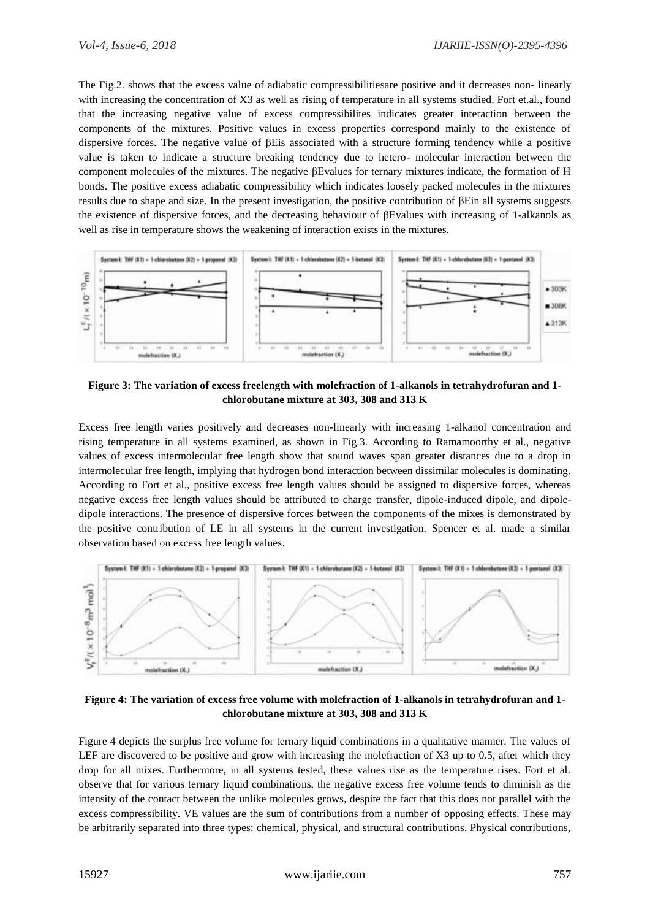The Fig.2. shows that the excess value of adiabatic compressibilitiesare positive and it decreases non- linearly with increasing the concentration of X3 as well as rising of temperature in all systems studied. Fort et.al., found that the increasing negative value of excess compressibilites indicates greater interaction between the components of the mixtures. Positive values in excess properties correspond mainly to the existence of dispersive forces. The negative value of $\beta E$is associated with a structure forming tendency while a positive value is taken to indicate a structure breaking tendency due to hetero- molecular interaction between the component molecules of the mixtures. The negative $\beta E$values for ternary mixtures indicate, the formation of H bonds. The positive excess adiabatic compressibility which indicates loosely packed molecules in the mixtures results due to shape and size. In the present investigation, the positive contribution of $\beta E$in all systems suggests the existence of dispersive forces, and the decreasing behaviour of $\beta E$values with increasing of 1-alkanols as well as rise in temperature shows the weakening of interaction exists in the mixtures.

**Figure 3: The variation of excess freelength with molefraction of 1-alkanols in tetrahydrofuran and 1-chlorobutane mixture at 303, 308 and 313 K**

Excess free length varies positively and decreases non-linearly with increasing 1-alkanol concentration and rising temperature in all systems examined, as shown in Fig.3. According to Ramamoorthy et al., negative values of excess intermolecular free length show that sound waves span greater distances due to a drop in intermolecular free length, implying that hydrogen bond interaction between dissimilar molecules is dominating. According to Fort et al., positive excess free length values should be assigned to dispersive forces, whereas negative excess free length values should be attributed to charge transfer, dipole-induced dipole, and dipole-dipole interactions. The presence of dispersive forces between the components of the mixes is demonstrated by the positive contribution of LE in all systems in the current investigation. Spencer et al. made a similar observation based on excess free length values.

**Figure 4: The variation of excess free volume with molefraction of 1-alkanols in tetrahydrofuran and 1-chlorobutane mixture at 303, 308 and 313 K**

Figure 4 depicts the surplus free volume for ternary liquid combinations in a qualitative manner. The values of LEF are discovered to be positive and grow with increasing the molefraction of X3 up to 0.5, after which they drop for all mixes. Furthermore, in all systems tested, these values rise as the temperature rises. Fort et al. observe that for various ternary liquid combinations, the negative excess free volume tends to diminish as the intensity of the contact between the unlike molecules grows, despite the fact that this does not parallel with the excess compressibility. VE values are the sum of contributions from a number of opposing effects. These may be arbitrarily separated into three types: chemical, physical, and structural contributions. Physical contributions,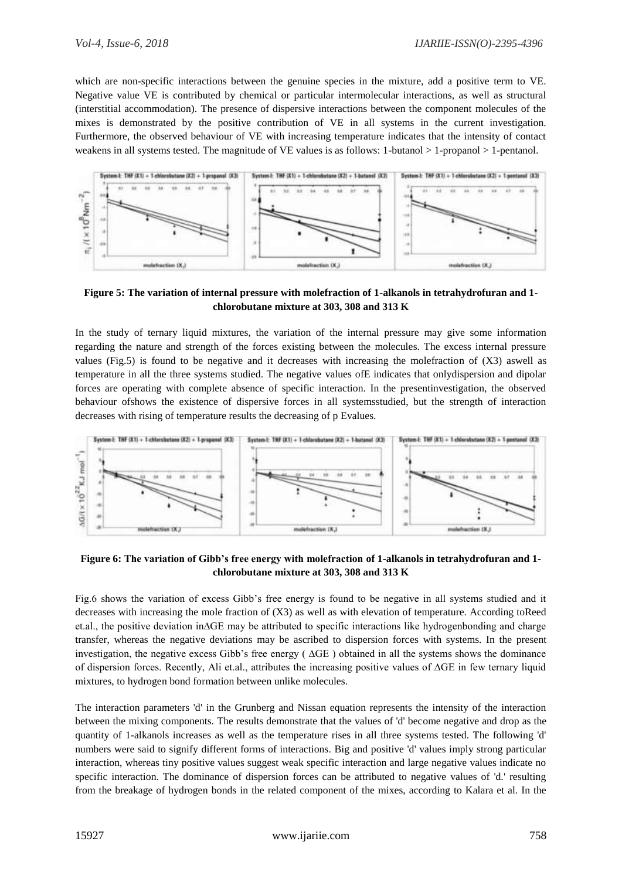which are non-specific interactions between the genuine species in the mixture, add a positive term to VE. Negative value VE is contributed by chemical or particular intermolecular interactions, as well as structural (interstitial accommodation). The presence of dispersive interactions between the component molecules of the mixes is demonstrated by the positive contribution of VE in all systems in the current investigation. Furthermore, the observed behaviour of VE with increasing temperature indicates that the intensity of contact weakens in all systems tested. The magnitude of VE values is as follows: 1-butanol > 1-propanol > 1-pentanol.

**Figure 5: The variation of internal pressure with molefraction of 1-alkanols in tetrahydrofuran and 1-chlorobutane mixture at 303, 308 and 313 K**

In the study of ternary liquid mixtures, the variation of the internal pressure may give some information regarding the nature and strength of the forces existing between the molecules. The excess internal pressure values (Fig.5) is found to be negative and it decreases with increasing the molefraction of (X3) aswell as temperature in all the three systems studied. The negative values ofE indicates that onlydispersion and dipolar forces are operating with complete absence of specific interaction. In the presentinvestigation, the observed behaviour ofshows the existence of dispersive forces in all systemsstudied, but the strength of interaction decreases with rising of temperature results the decreasing of p Evalues.

**Figure 6: The variation of Gibb's free energy with molefraction of 1-alkanols in tetrahydrofuran and 1-chlorobutane mixture at 303, 308 and 313 K**

Fig.6 shows the variation of excess Gibb's free energy is found to be negative in all systems studied and it decreases with increasing the mole fraction of (X3) as well as with elevation of temperature. According toReed et.al., the positive deviation inΔGE may be attributed to specific interactions like hydrogenbonding and charge transfer, whereas the negative deviations may be ascribed to dispersion forces with systems. In the present investigation, the negative excess Gibb's free energy ( ΔGE ) obtained in all the systems shows the dominance of dispersion forces. Recently, Ali et.al., attributes the increasing positive values of ΔGE in few ternary liquid mixtures, to hydrogen bond formation between unlike molecules.

The interaction parameters 'd' in the Grunberg and Nissan equation represents the intensity of the interaction between the mixing components. The results demonstrate that the values of 'd' become negative and drop as the quantity of 1-alkanols increases as well as the temperature rises in all three systems tested. The following 'd' numbers were said to signify different forms of interactions. Big and positive 'd' values imply strong particular interaction, whereas tiny positive values suggest weak specific interaction and large negative values indicate no specific interaction. The dominance of dispersion forces can be attributed to negative values of 'd.' resulting from the breakage of hydrogen bonds in the related component of the mixes, according to Kalara et al. In the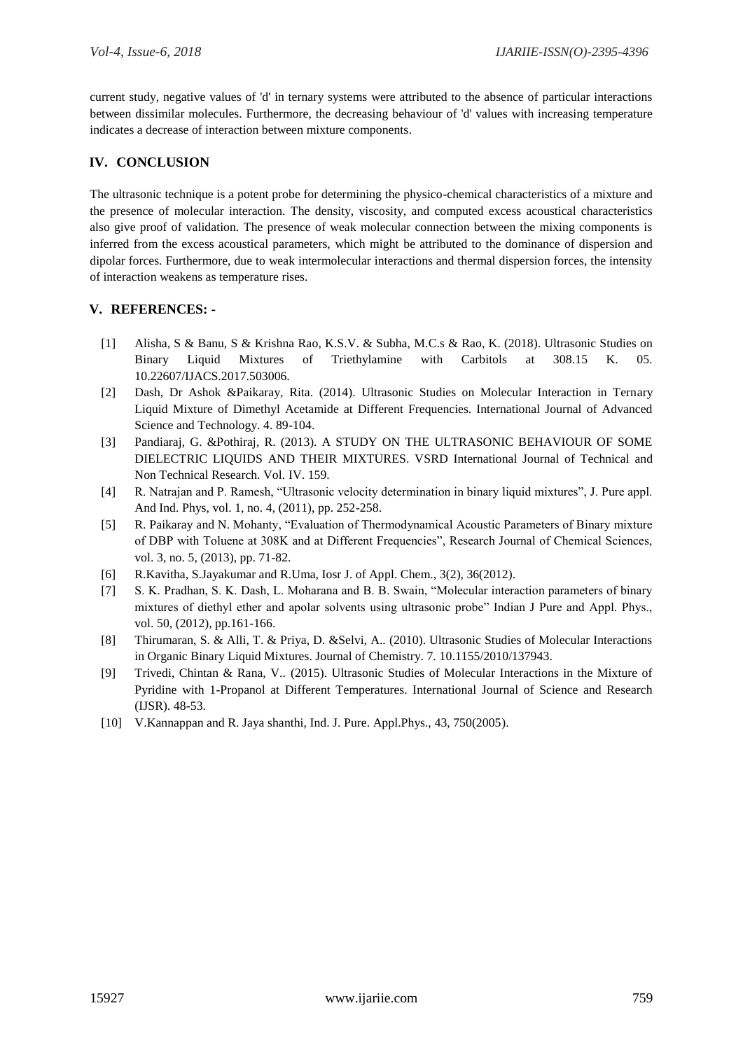current study, negative values of 'd' in ternary systems were attributed to the absence of particular interactions between dissimilar molecules. Furthermore, the decreasing behaviour of 'd' values with increasing temperature indicates a decrease of interaction between mixture components.

## IV. CONCLUSION

The ultrasonic technique is a potent probe for determining the physico-chemical characteristics of a mixture and the presence of molecular interaction. The density, viscosity, and computed excess acoustical characteristics also give proof of validation. The presence of weak molecular connection between the mixing components is inferred from the excess acoustical parameters, which might be attributed to the dominance of dispersion and dipolar forces. Furthermore, due to weak intermolecular interactions and thermal dispersion forces, the intensity of interaction weakens as temperature rises.

## V. REFERENCES: -

[1] Alisha, S & Banu, S & Krishna Rao, K.S.V. & Subha, M.C.s & Rao, K. (2018). Ultrasonic Studies on Binary Liquid Mixtures of Triethylamine with Carbitols at 308.15 K. 05. 10.22607/IJACS.2017.503006.

[2] Dash, Dr Ashok &Paikaray, Rita. (2014). Ultrasonic Studies on Molecular Interaction in Ternary Liquid Mixture of Dimethyl Acetamide at Different Frequencies. International Journal of Advanced Science and Technology. 4. 89-104.

[3] Pandiaraj, G. &Pothiraj, R. (2013). A STUDY ON THE ULTRASONIC BEHAVIOUR OF SOME DIELECTRIC LIQUIDS AND THEIR MIXTURES. VSRD International Journal of Technical and Non Technical Research. Vol. IV. 159.

[4] R. Natrajan and P. Ramesh, "Ultrasonic velocity determination in binary liquid mixtures", J. Pure appl. And Ind. Phys, vol. 1, no. 4, (2011), pp. 252-258.

[5] R. Paikaray and N. Mohanty, "Evaluation of Thermodynamical Acoustic Parameters of Binary mixture of DBP with Toluene at 308K and at Different Frequencies", Research Journal of Chemical Sciences, vol. 3, no. 5, (2013), pp. 71-82.

[6] R.Kavitha, S.Jayakumar and R.Uma, Iosr J. of Appl. Chem., 3(2), 36(2012).

[7] S. K. Pradhan, S. K. Dash, L. Moharana and B. B. Swain, "Molecular interaction parameters of binary mixtures of diethyl ether and apolar solvents using ultrasonic probe" Indian J Pure and Appl. Phys., vol. 50, (2012), pp.161-166.

[8] Thirumaran, S. & Alli, T. & Priya, D. &Selvi, A.. (2010). Ultrasonic Studies of Molecular Interactions in Organic Binary Liquid Mixtures. Journal of Chemistry. 7. 10.1155/2010/137943.

[9] Trivedi, Chintan & Rana, V.. (2015). Ultrasonic Studies of Molecular Interactions in the Mixture of Pyridine with 1-Propanol at Different Temperatures. International Journal of Science and Research (IJSR). 48-53.

[10] V.Kannappan and R. Jaya shanthi, Ind. J. Pure. Appl.Phys., 43, 750(2005).